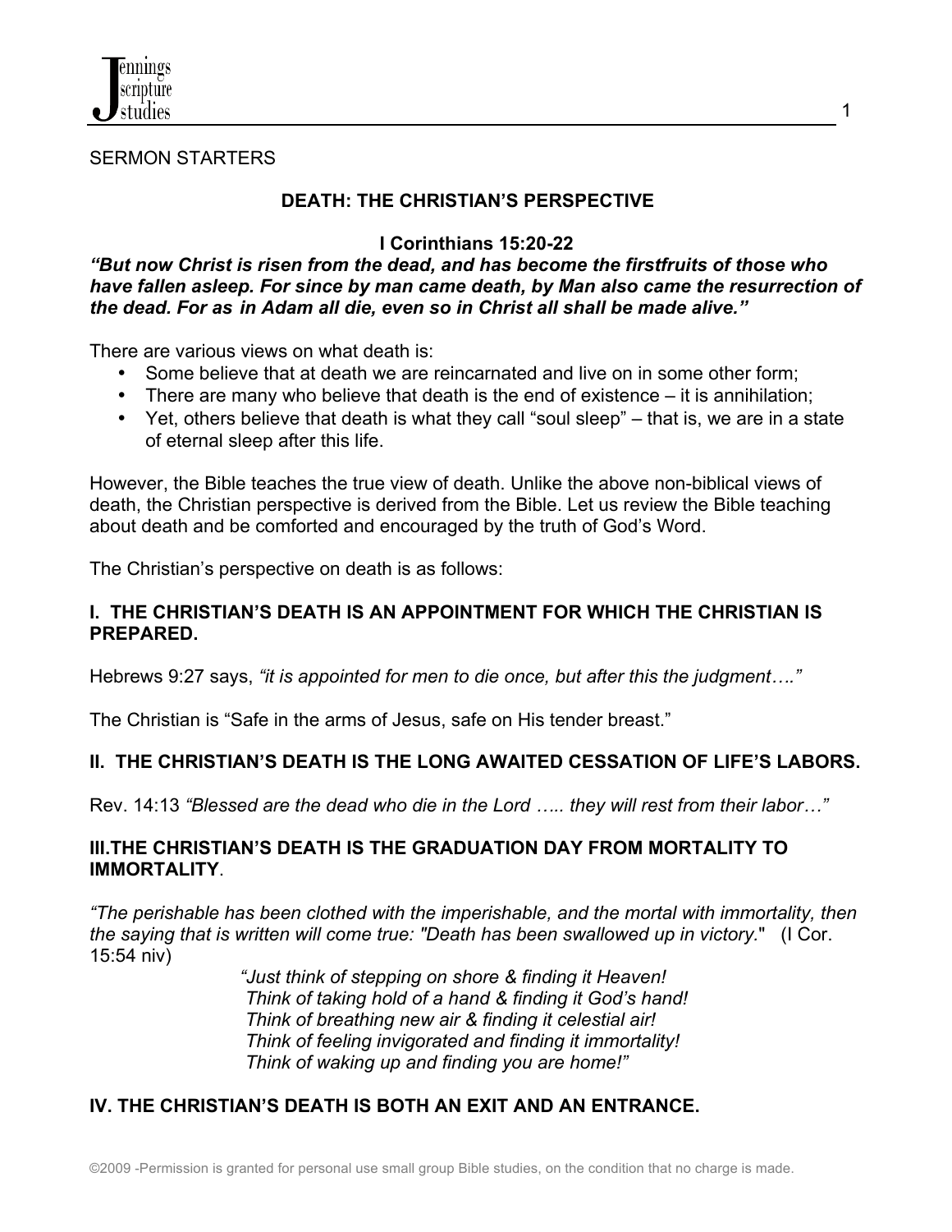SERMON STARTERS

## DEATH: THE CHRISTIAN'S PERSPECTIVE

**I Corinthians 15:20-22**

***"But now Christ is risen from the dead, and has become the firstfruits of those who have fallen asleep. For since by man came death, by Man also came the resurrection of the dead. For as in Adam all die, even so in Christ all shall be made alive."***

There are various views on what death is:

- Some believe that at death we are reincarnated and live on in some other form;
- There are many who believe that death is the end of existence – it is annihilation;
- Yet, others believe that death is what they call "soul sleep" – that is, we are in a state of eternal sleep after this life.

However, the Bible teaches the true view of death. Unlike the above non-biblical views of death, the Christian perspective is derived from the Bible. Let us review the Bible teaching about death and be comforted and encouraged by the truth of God's Word.

The Christian's perspective on death is as follows:

### I. THE CHRISTIAN'S DEATH IS AN APPOINTMENT FOR WHICH THE CHRISTIAN IS PREPARED.

Hebrews 9:27 says, *"it is appointed for men to die once, but after this the judgment…."*

The Christian is "Safe in the arms of Jesus, safe on His tender breast."

### II. THE CHRISTIAN'S DEATH IS THE LONG AWAITED CESSATION OF LIFE'S LABORS.

Rev. 14:13 *"Blessed are the dead who die in the Lord ….. they will rest from their labor…"*

### III.THE CHRISTIAN'S DEATH IS THE GRADUATION DAY FROM MORTALITY TO IMMORTALITY.

*"The perishable has been clothed with the imperishable, and the mortal with immortality, then the saying that is written will come true: "Death has been swallowed up in victory."* (I Cor. 15:54 niv)

> *"Just think of stepping on shore & finding it Heaven!*
> *Think of taking hold of a hand & finding it God's hand!*
> *Think of breathing new air & finding it celestial air!*
> *Think of feeling invigorated and finding it immortality!*
> *Think of waking up and finding you are home!"*

### IV. THE CHRISTIAN'S DEATH IS BOTH AN EXIT AND AN ENTRANCE.

©2009 -Permission is granted for personal use small group Bible studies, on the condition that no charge is made.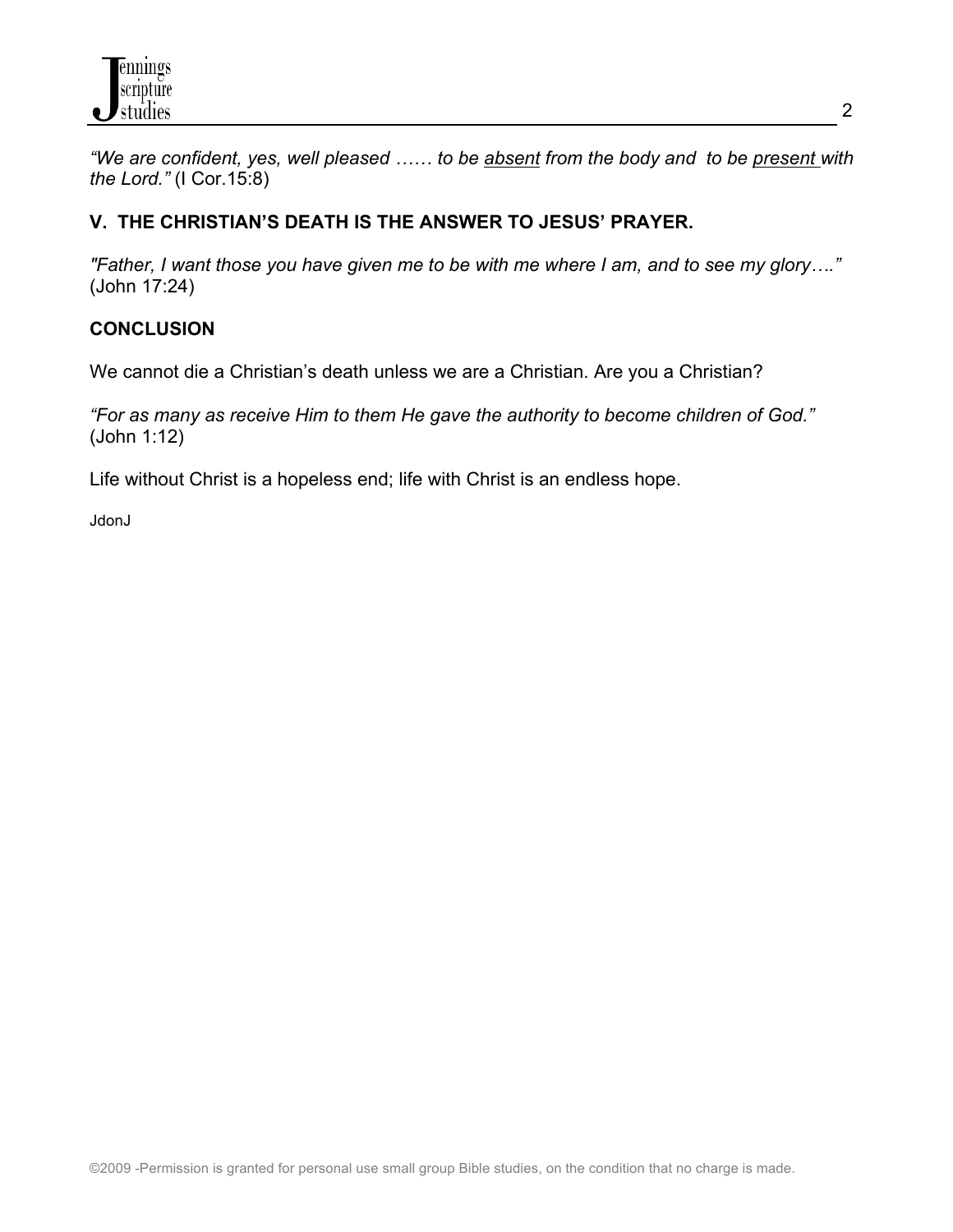*"We are confident, yes, well pleased …… to be absent from the body and to be present with the Lord."* (I Cor.15:8)

### V. THE CHRISTIAN'S DEATH IS THE ANSWER TO JESUS' PRAYER.

*"Father, I want those you have given me to be with me where I am, and to see my glory…."* (John 17:24)

### CONCLUSION

We cannot die a Christian's death unless we are a Christian. Are you a Christian?

*"For as many as receive Him to them He gave the authority to become children of God."* (John 1:12)

Life without Christ is a hopeless end; life with Christ is an endless hope.

JdonJ

©2009 -Permission is granted for personal use small group Bible studies, on the condition that no charge is made.